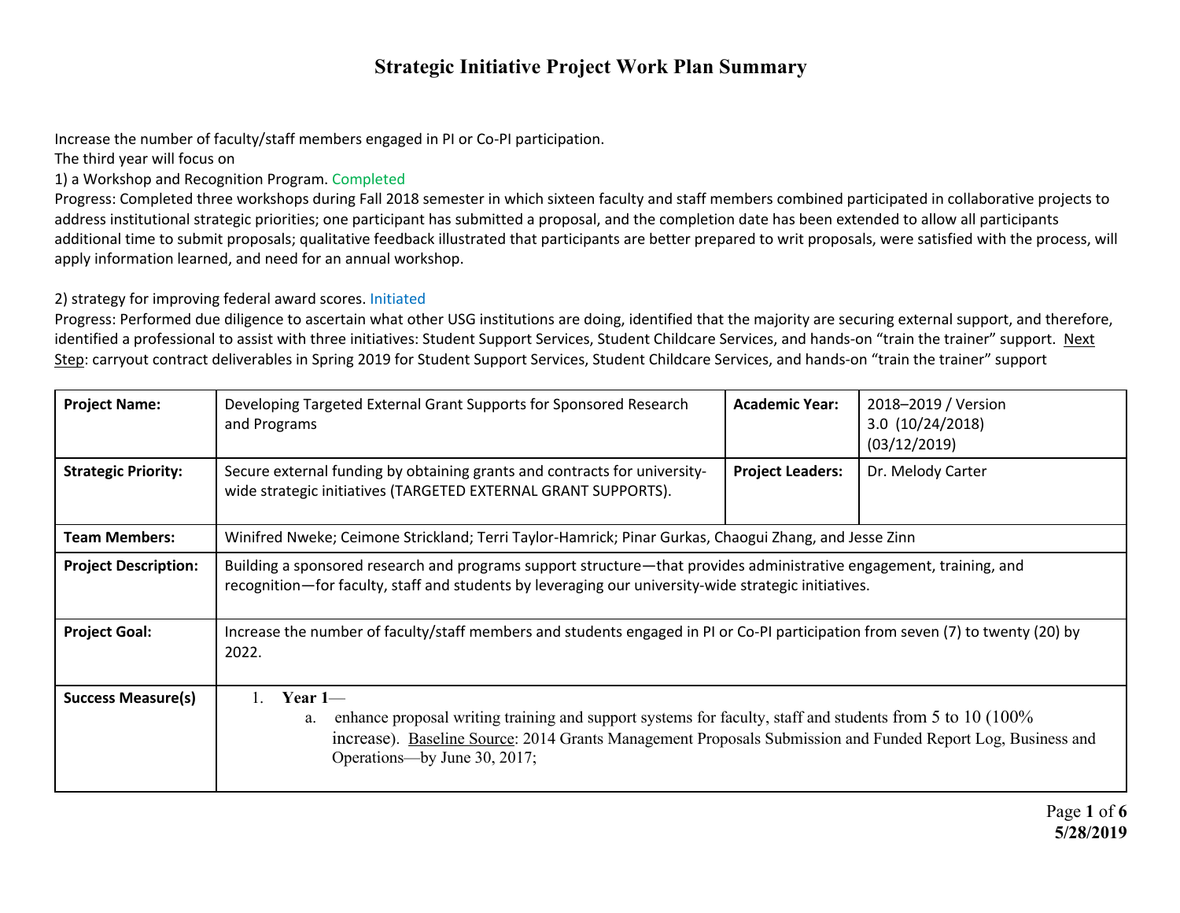# Strategic Initiative Project Work Plan Summary

Increase the number of faculty/staff members engaged in PI or Co-PI participation.
The third year will focus on
1) a Workshop and Recognition Program. Completed
Progress: Completed three workshops during Fall 2018 semester in which sixteen faculty and staff members combined participated in collaborative projects to address institutional strategic priorities; one participant has submitted a proposal, and the completion date has been extended to allow all participants additional time to submit proposals; qualitative feedback illustrated that participants are better prepared to writ proposals, were satisfied with the process, will apply information learned, and need for an annual workshop.

2) strategy for improving federal award scores. Initiated
Progress: Performed due diligence to ascertain what other USG institutions are doing, identified that the majority are securing external support, and therefore, identified a professional to assist with three initiatives: Student Support Services, Student Childcare Services, and hands-on "train the trainer" support. Next Step: carryout contract deliverables in Spring 2019 for Student Support Services, Student Childcare Services, and hands-on "train the trainer" support

| **Project Name:** | Developing Targeted External Grant Supports for Sponsored Research and Programs | **Academic Year:** | 2018–2019 / Version 3.0 (10/24/2018) (03/12/2019) |
|---|---|---|---|
| **Strategic Priority:** | Secure external funding by obtaining grants and contracts for university-wide strategic initiatives (TARGETED EXTERNAL GRANT SUPPORTS). | **Project Leaders:** | Dr. Melody Carter |
| **Team Members:** | Winifred Nweke; Ceimone Strickland; Terri Taylor-Hamrick; Pinar Gurkas, Chaogui Zhang, and Jesse Zinn | | |
| **Project Description:** | Building a sponsored research and programs support structure—that provides administrative engagement, training, and recognition—for faculty, staff and students by leveraging our university-wide strategic initiatives. | | |
| **Project Goal:** | Increase the number of faculty/staff members and students engaged in PI or Co-PI participation from seven (7) to twenty (20) by 2022. | | |
| **Success Measure(s)** | 1. **Year 1**— a. enhance proposal writing training and support systems for faculty, staff and students from 5 to 10 (100% increase). Baseline Source: 2014 Grants Management Proposals Submission and Funded Report Log, Business and Operations—by June 30, 2017; | | |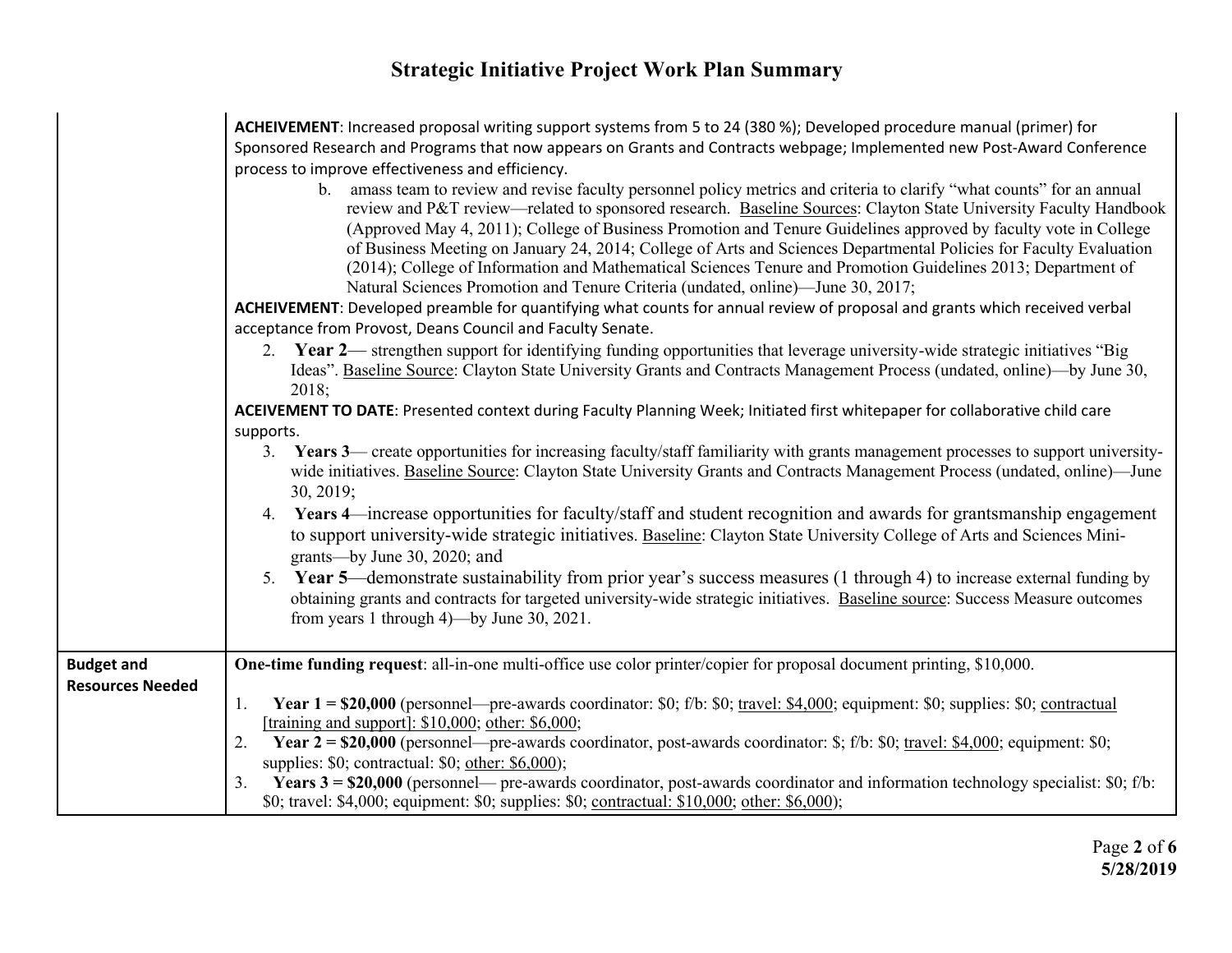# Strategic Initiative Project Work Plan Summary

| | |
|---|---|
| | **ACHEIVEMENT**: Increased proposal writing support systems from 5 to 24 (380 %); Developed procedure manual (primer) for Sponsored Research and Programs that now appears on Grants and Contracts webpage; Implemented new Post-Award Conference process to improve effectiveness and efficiency.<br>b. amass team to review and revise faculty personnel policy metrics and criteria to clarify "what counts" for an annual review and P&T review—related to sponsored research. <u>Baseline Sources</u>: Clayton State University Faculty Handbook (Approved May 4, 2011); College of Business Promotion and Tenure Guidelines approved by faculty vote in College of Business Meeting on January 24, 2014; College of Arts and Sciences Departmental Policies for Faculty Evaluation (2014); College of Information and Mathematical Sciences Tenure and Promotion Guidelines 2013; Department of Natural Sciences Promotion and Tenure Criteria (undated, online)—June 30, 2017;<br>**ACHEIVEMENT**: Developed preamble for quantifying what counts for annual review of proposal and grants which received verbal acceptance from Provost, Deans Council and Faculty Senate.<br>2. **Year 2**— strengthen support for identifying funding opportunities that leverage university-wide strategic initiatives "Big Ideas". <u>Baseline Source</u>: Clayton State University Grants and Contracts Management Process (undated, online)—by June 30, 2018;<br>**ACEIVEMENT TO DATE**: Presented context during Faculty Planning Week; Initiated first whitepaper for collaborative child care supports.<br>3. **Years 3**— create opportunities for increasing faculty/staff familiarity with grants management processes to support university-wide initiatives. <u>Baseline Source</u>: Clayton State University Grants and Contracts Management Process (undated, online)—June 30, 2019;<br>4. **Years 4**—increase opportunities for faculty/staff and student recognition and awards for grantsmanship engagement to support university-wide strategic initiatives. <u>Baseline</u>: Clayton State University College of Arts and Sciences Mini-grants—by June 30, 2020; and<br>5. **Year 5**—demonstrate sustainability from prior year's success measures (1 through 4) to increase external funding by obtaining grants and contracts for targeted university-wide strategic initiatives. <u>Baseline source</u>: Success Measure outcomes from years 1 through 4)—by June 30, 2021. |
| **Budget and Resources Needed** | **One-time funding request**: all-in-one multi-office use color printer/copier for proposal document printing, $10,000.<br>1. **Year 1 = $20,000** (personnel—pre-awards coordinator: $0; f/b: $0; <u>travel: $4,000</u>; equipment: $0; supplies: $0; <u>contractual [training and support]: $10,000</u>; <u>other: $6,000</u>;<br>2. **Year 2 = $20,000** (personnel—pre-awards coordinator, post-awards coordinator: $; f/b: $0; <u>travel: $4,000</u>; equipment: $0; supplies: $0; contractual: $0; <u>other: $6,000</u>);<br>3. **Years 3 = $20,000** (personnel— pre-awards coordinator, post-awards coordinator and information technology specialist: $0; f/b: $0; travel: $4,000; equipment: $0; supplies: $0; <u>contractual: $10,000</u>; <u>other: $6,000</u>); |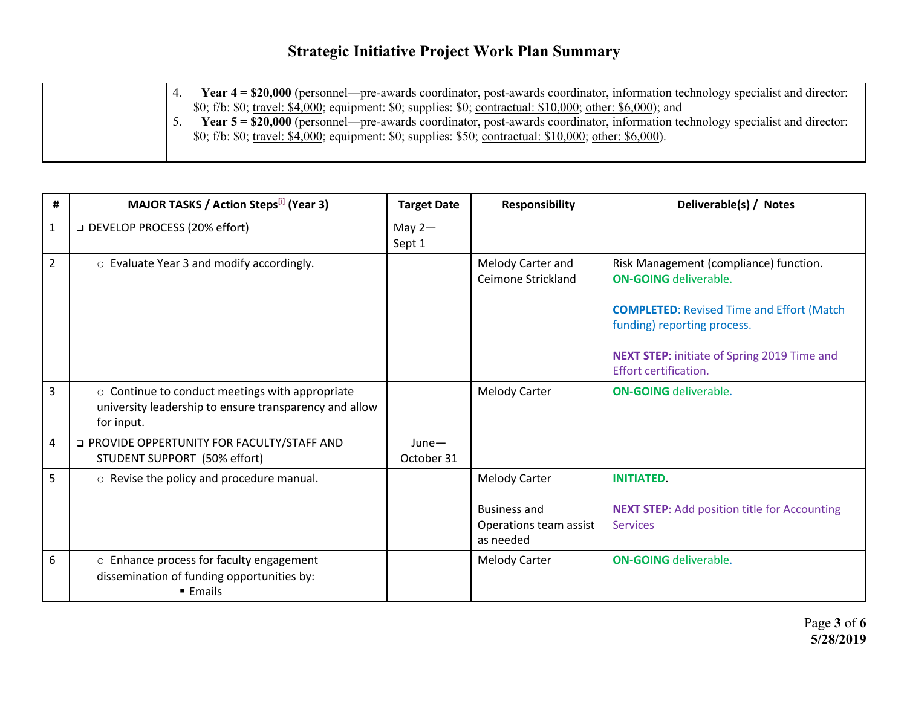# Strategic Initiative Project Work Plan Summary

| | |
|---|---|
| | 4. **Year 4 = $20,000** (personnel—pre-awards coordinator, post-awards coordinator, information technology specialist and director: $0; f/b: $0; travel: $4,000; equipment: $0; supplies: $0; contractual: $10,000; other: $6,000); and<br>5. **Year 5 = $20,000** (personnel—pre-awards coordinator, post-awards coordinator, information technology specialist and director: $0; f/b: $0; travel: $4,000; equipment: $0; supplies: $50; contractual: $10,000; other: $6,000). |

| # | MAJOR TASKS / Action Steps[i] (Year 3) | Target Date | Responsibility | Deliverable(s) / Notes |
|---|---|---|---|---|
| 1 | ❑ DEVELOP PROCESS (20% effort) | May 2—Sept 1 | | |
| 2 | ○ Evaluate Year 3 and modify accordingly. | | Melody Carter and Ceimone Strickland | Risk Management (compliance) function. **ON-GOING** deliverable.<br><br>**COMPLETED**: Revised Time and Effort (Match funding) reporting process.<br><br>**NEXT STEP**: initiate of Spring 2019 Time and Effort certification. |
| 3 | ○ Continue to conduct meetings with appropriate university leadership to ensure transparency and allow for input. | | Melody Carter | **ON-GOING** deliverable. |
| 4 | ❑ PROVIDE OPPERTUNITY FOR FACULTY/STAFF AND STUDENT SUPPORT (50% effort) | June—October 31 | | |
| 5 | ○ Revise the policy and procedure manual. | | Melody Carter<br><br>Business and Operations team assist as needed | **INITIATED**.<br><br>**NEXT STEP**: Add position title for Accounting Services |
| 6 | ○ Enhance process for faculty engagement dissemination of funding opportunities by:<br>▪ Emails | | Melody Carter | **ON-GOING** deliverable. |

5/28/2019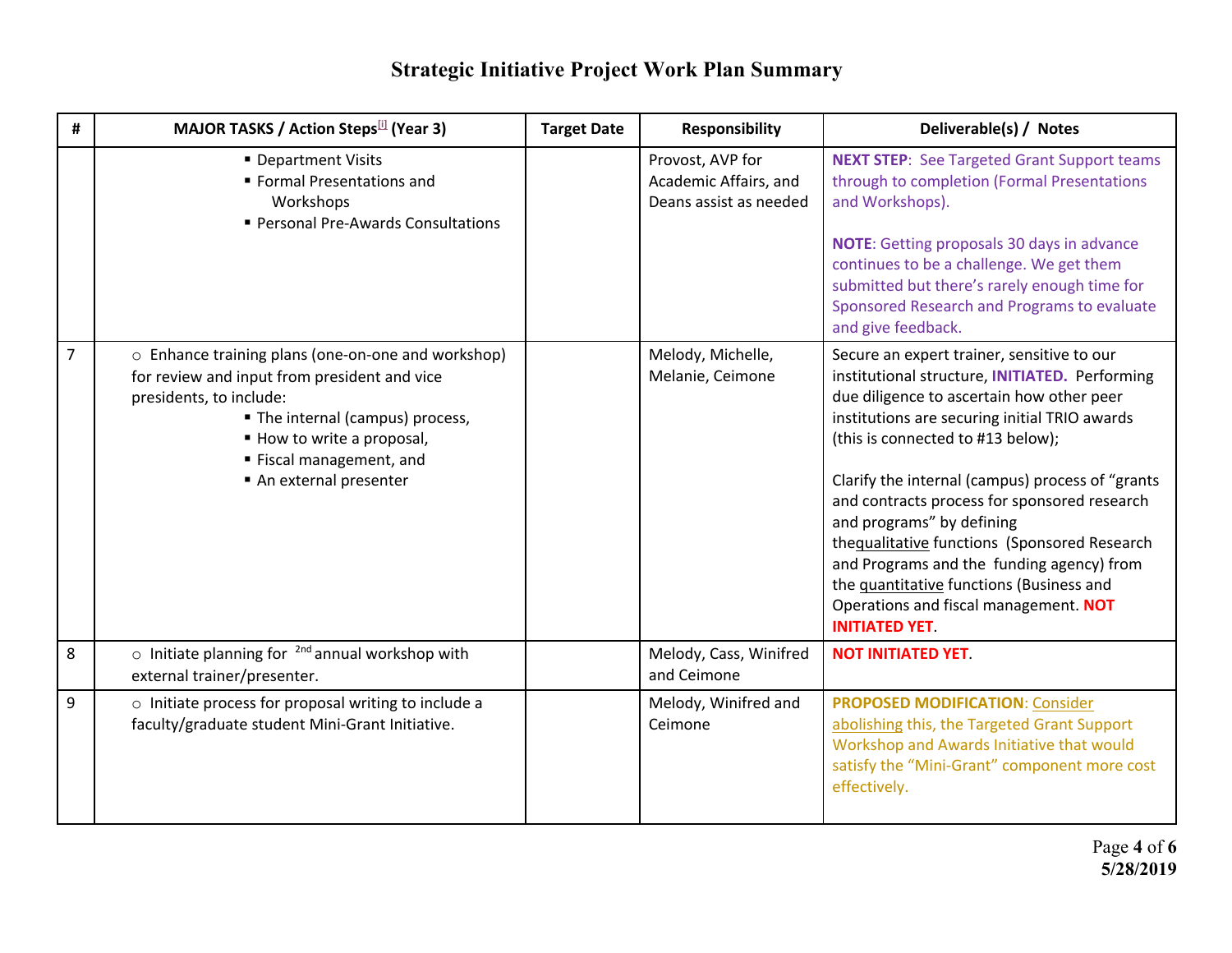# Strategic Initiative Project Work Plan Summary

| # | MAJOR TASKS / Action Steps[i] (Year 3) | Target Date | Responsibility | Deliverable(s) / Notes |
|---|---|---|---|---|
| | ▪ Department Visits<br>▪ Formal Presentations and Workshops<br>▪ Personal Pre-Awards Consultations | | Provost, AVP for Academic Affairs, and Deans assist as needed | **NEXT STEP**: See Targeted Grant Support teams through to completion (Formal Presentations and Workshops).<br><br>**NOTE**: Getting proposals 30 days in advance continues to be a challenge. We get them submitted but there's rarely enough time for Sponsored Research and Programs to evaluate and give feedback. |
| 7 | ○ Enhance training plans (one-on-one and workshop) for review and input from president and vice presidents, to include:<br>▪ The internal (campus) process,<br>▪ How to write a proposal,<br>▪ Fiscal management, and<br>▪ An external presenter | | Melody, Michelle, Melanie, Ceimone | Secure an expert trainer, sensitive to our institutional structure, **INITIATED.** Performing due diligence to ascertain how other peer institutions are securing initial TRIO awards (this is connected to #13 below);<br><br>Clarify the internal (campus) process of "grants and contracts process for sponsored research and programs" by defining thequalitative functions (Sponsored Research and Programs and the funding agency) from the quantitative functions (Business and Operations and fiscal management. **NOT INITIATED YET**. |
| 8 | ○ Initiate planning for 2nd annual workshop with external trainer/presenter. | | Melody, Cass, Winifred and Ceimone | **NOT INITIATED YET**. |
| 9 | ○ Initiate process for proposal writing to include a faculty/graduate student Mini-Grant Initiative. | | Melody, Winifred and Ceimone | **PROPOSED MODIFICATION**: Consider abolishing this, the Targeted Grant Support Workshop and Awards Initiative that would satisfy the "Mini-Grant" component more cost effectively. |

5/28/2019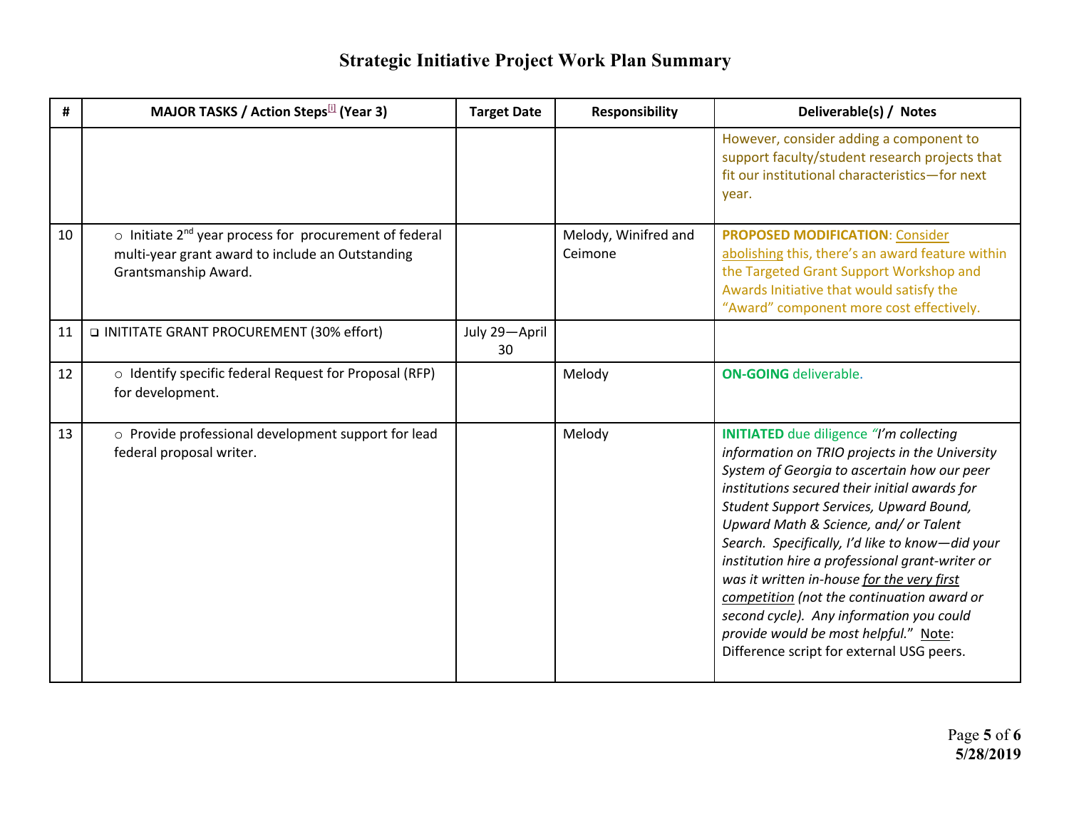# Strategic Initiative Project Work Plan Summary

| # | MAJOR TASKS / Action Steps[i] (Year 3) | Target Date | Responsibility | Deliverable(s) / Notes |
|---|---|---|---|---|
| | | | | However, consider adding a component to support faculty/student research projects that fit our institutional characteristics—for next year. |
| 10 | ○ Initiate 2nd year process for procurement of federal multi-year grant award to include an Outstanding Grantsmanship Award. | | Melody, Winifred and Ceimone | **PROPOSED MODIFICATION**: Consider abolishing this, there's an award feature within the Targeted Grant Support Workshop and Awards Initiative that would satisfy the "Award" component more cost effectively. |
| 11 | ❑ INITITATE GRANT PROCUREMENT (30% effort) | July 29—April 30 | | |
| 12 | ○ Identify specific federal Request for Proposal (RFP) for development. | | Melody | **ON-GOING** deliverable. |
| 13 | ○ Provide professional development support for lead federal proposal writer. | | Melody | **INITIATED** due diligence *"I'm collecting information on TRIO projects in the University System of Georgia to ascertain how our peer institutions secured their initial awards for Student Support Services, Upward Bound, Upward Math & Science, and/ or Talent Search. Specifically, I'd like to know—did your institution hire a professional grant-writer or was it written in-house for the very first competition (not the continuation award or second cycle). Any information you could provide would be most helpful."* Note: Difference script for external USG peers. |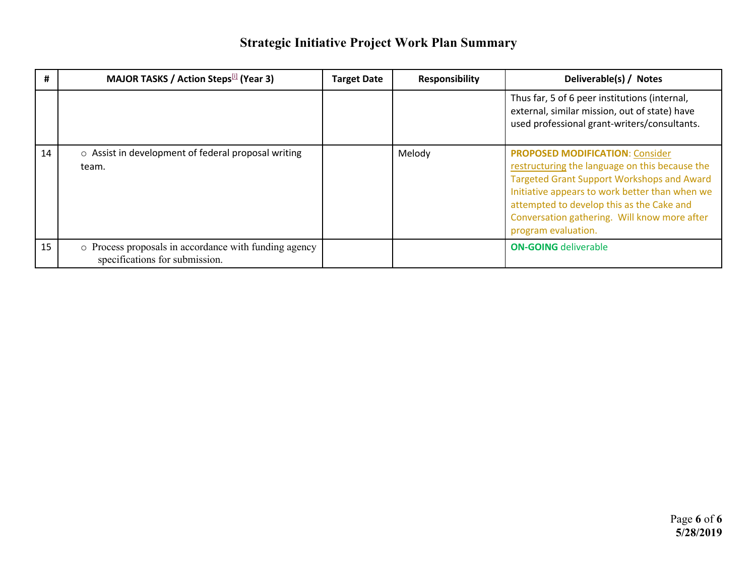# Strategic Initiative Project Work Plan Summary

| # | MAJOR TASKS / Action Steps[i] (Year 3) | Target Date | Responsibility | Deliverable(s) / Notes |
|---|---|---|---|---|
| | | | | Thus far, 5 of 6 peer institutions (internal, external, similar mission, out of state) have used professional grant-writers/consultants. |
| 14 | ○ Assist in development of federal proposal writing team. | | Melody | **PROPOSED MODIFICATION**: Consider restructuring the language on this because the Targeted Grant Support Workshops and Award Initiative appears to work better than when we attempted to develop this as the Cake and Conversation gathering. Will know more after program evaluation. |
| 15 | ○ Process proposals in accordance with funding agency specifications for submission. | | | **ON-GOING** deliverable |

5/28/2019